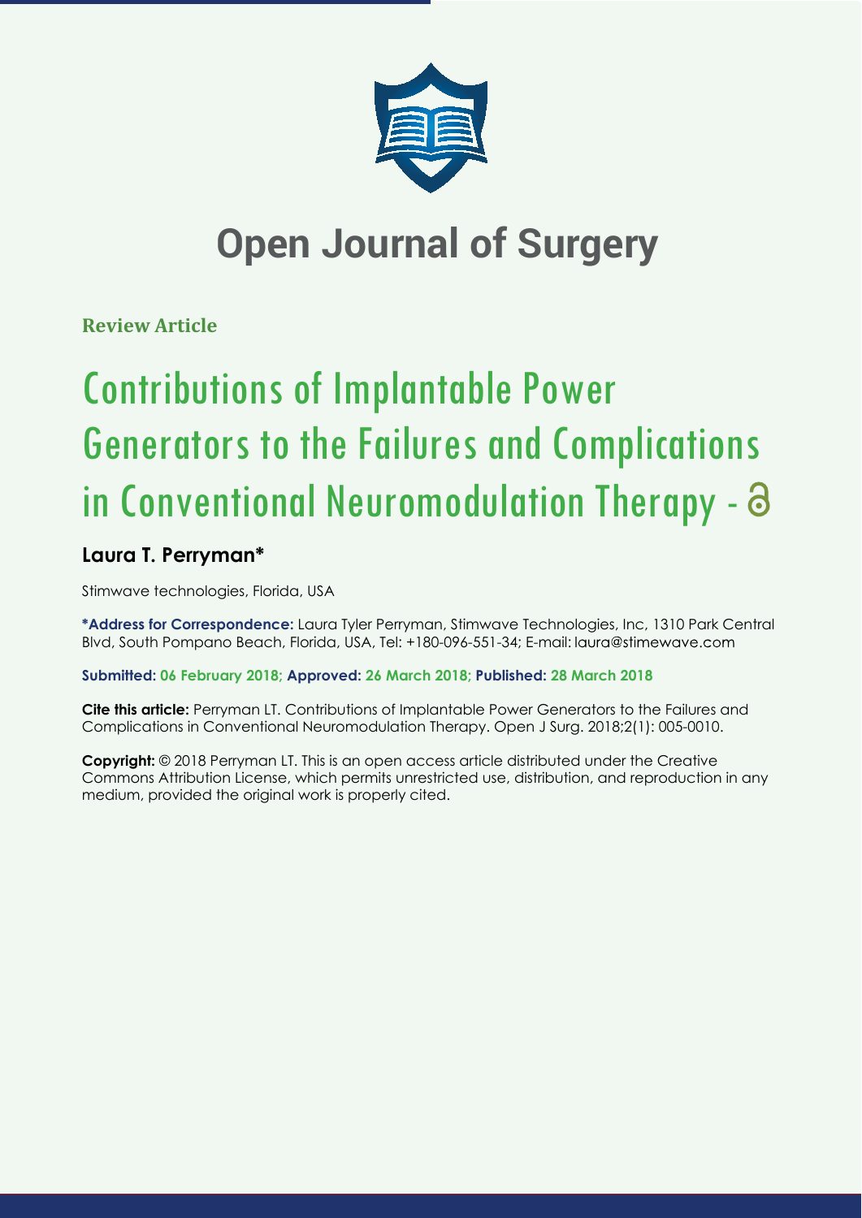# Open Journal of Surgery

**Review Article**

# Contributions of Implantable Power Generators to the Failures and Complications in Conventional Neuromodulation Therapy

**Laura T. Perryman***

Stimwave technologies, Florida, USA

**\*Address for Correspondence:** Laura Tyler Perryman, Stimwave Technologies, Inc, 1310 Park Central Blvd, South Pompano Beach, Florida, USA, Tel: +180-096-551-34; E-mail: laura@stimewave.com

**Submitted: 06 February 2018; Approved: 26 March 2018; Published: 28 March 2018**

**Cite this article:** Perryman LT. Contributions of Implantable Power Generators to the Failures and Complications in Conventional Neuromodulation Therapy. Open J Surg. 2018;2(1): 005-0010.

**Copyright:** © 2018 Perryman LT. This is an open access article distributed under the Creative Commons Attribution License, which permits unrestricted use, distribution, and reproduction in any medium, provided the original work is properly cited.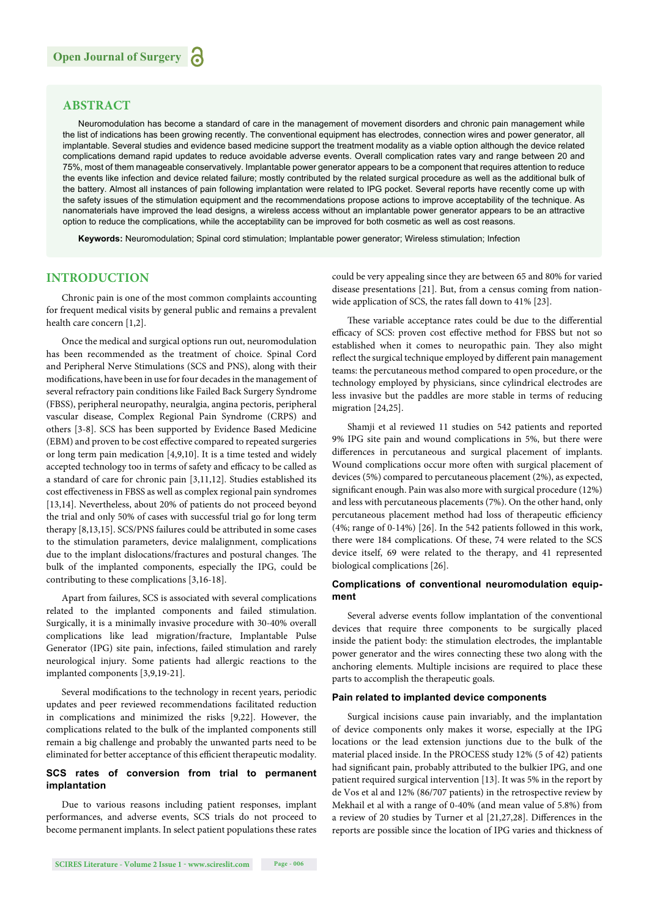## ABSTRACT

Neuromodulation has become a standard of care in the management of movement disorders and chronic pain management while the list of indications has been growing recently. The conventional equipment has electrodes, connection wires and power generator, all implantable. Several studies and evidence based medicine support the treatment modality as a viable option although the device related complications demand rapid updates to reduce avoidable adverse events. Overall complication rates vary and range between 20 and 75%, most of them manageable conservatively. Implantable power generator appears to be a component that requires attention to reduce the events like infection and device related failure; mostly contributed by the related surgical procedure as well as the additional bulk of the battery. Almost all instances of pain following implantation were related to IPG pocket. Several reports have recently come up with the safety issues of the stimulation equipment and the recommendations propose actions to improve acceptability of the technique. As nanomaterials have improved the lead designs, a wireless access without an implantable power generator appears to be an attractive option to reduce the complications, while the acceptability can be improved for both cosmetic as well as cost reasons.

**Keywords:** Neuromodulation; Spinal cord stimulation; Implantable power generator; Wireless stimulation; Infection

## INTRODUCTION

Chronic pain is one of the most common complaints accounting for frequent medical visits by general public and remains a prevalent health care concern [1,2].

Once the medical and surgical options run out, neuromodulation has been recommended as the treatment of choice. Spinal Cord and Peripheral Nerve Stimulations (SCS and PNS), along with their modifications, have been in use for four decades in the management of several refractory pain conditions like Failed Back Surgery Syndrome (FBSS), peripheral neuropathy, neuralgia, angina pectoris, peripheral vascular disease, Complex Regional Pain Syndrome (CRPS) and others [3-8]. SCS has been supported by Evidence Based Medicine (EBM) and proven to be cost effective compared to repeated surgeries or long term pain medication [4,9,10]. It is a time tested and widely accepted technology too in terms of safety and efficacy to be called as a standard of care for chronic pain [3,11,12]. Studies established its cost effectiveness in FBSS as well as complex regional pain syndromes [13,14]. Nevertheless, about 20% of patients do not proceed beyond the trial and only 50% of cases with successful trial go for long term therapy [8,13,15]. SCS/PNS failures could be attributed in some cases to the stimulation parameters, device malalignment, complications due to the implant dislocations/fractures and postural changes. The bulk of the implanted components, especially the IPG, could be contributing to these complications [3,16-18].

Apart from failures, SCS is associated with several complications related to the implanted components and failed stimulation. Surgically, it is a minimally invasive procedure with 30-40% overall complications like lead migration/fracture, Implantable Pulse Generator (IPG) site pain, infections, failed stimulation and rarely neurological injury. Some patients had allergic reactions to the implanted components [3,9,19-21].

Several modifications to the technology in recent years, periodic updates and peer reviewed recommendations facilitated reduction in complications and minimized the risks [9,22]. However, the complications related to the bulk of the implanted components still remain a big challenge and probably the unwanted parts need to be eliminated for better acceptance of this efficient therapeutic modality.

### SCS rates of conversion from trial to permanent implantation

Due to various reasons including patient responses, implant performances, and adverse events, SCS trials do not proceed to become permanent implants. In select patient populations these rates could be very appealing since they are between 65 and 80% for varied disease presentations [21]. But, from a census coming from nation-wide application of SCS, the rates fall down to 41% [23].

These variable acceptance rates could be due to the differential efficacy of SCS: proven cost effective method for FBSS but not so established when it comes to neuropathic pain. They also might reflect the surgical technique employed by different pain management teams: the percutaneous method compared to open procedure, or the technology employed by physicians, since cylindrical electrodes are less invasive but the paddles are more stable in terms of reducing migration [24,25].

Shamji et al reviewed 11 studies on 542 patients and reported 9% IPG site pain and wound complications in 5%, but there were differences in percutaneous and surgical placement of implants. Wound complications occur more often with surgical placement of devices (5%) compared to percutaneous placement (2%), as expected, significant enough. Pain was also more with surgical procedure (12%) and less with percutaneous placements (7%). On the other hand, only percutaneous placement method had loss of therapeutic efficiency (4%; range of 0-14%) [26]. In the 542 patients followed in this work, there were 184 complications. Of these, 74 were related to the SCS device itself, 69 were related to the therapy, and 41 represented biological complications [26].

### Complications of conventional neuromodulation equipment

Several adverse events follow implantation of the conventional devices that require three components to be surgically placed inside the patient body: the stimulation electrodes, the implantable power generator and the wires connecting these two along with the anchoring elements. Multiple incisions are required to place these parts to accomplish the therapeutic goals.

### Pain related to implanted device components

Surgical incisions cause pain invariably, and the implantation of device components only makes it worse, especially at the IPG locations or the lead extension junctions due to the bulk of the material placed inside. In the PROCESS study 12% (5 of 42) patients had significant pain, probably attributed to the bulkier IPG, and one patient required surgical intervention [13]. It was 5% in the report by de Vos et al and 12% (86/707 patients) in the retrospective review by Mekhail et al with a range of 0-40% (and mean value of 5.8%) from a review of 20 studies by Turner et al [21,27,28]. Differences in the reports are possible since the location of IPG varies and thickness of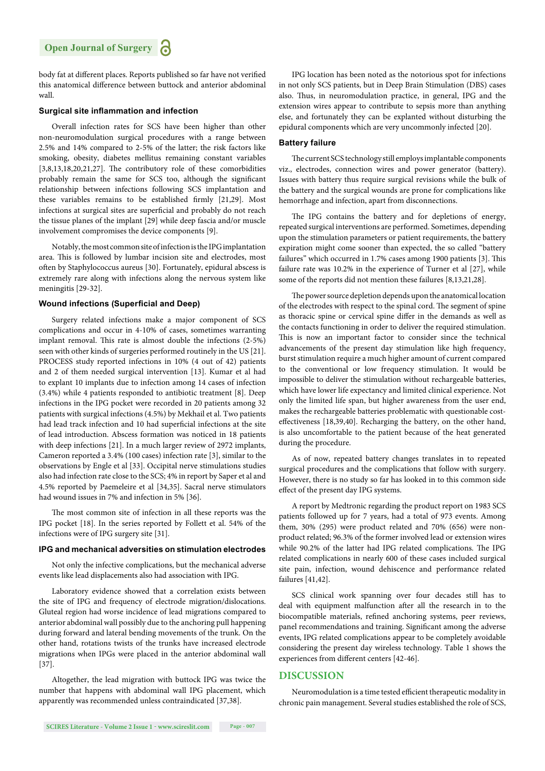body fat at different places. Reports published so far have not verified this anatomical difference between buttock and anterior abdominal wall.

### Surgical site inflammation and infection

Overall infection rates for SCS have been higher than other non-neuromodulation surgical procedures with a range between 2.5% and 14% compared to 2-5% of the latter; the risk factors like smoking, obesity, diabetes mellitus remaining constant variables [3,8,13,18,20,21,27]. The contributory role of these comorbidities probably remain the same for SCS too, although the significant relationship between infections following SCS implantation and these variables remains to be established firmly [21,29]. Most infections at surgical sites are superficial and probably do not reach the tissue planes of the implant [29] while deep fascia and/or muscle involvement compromises the device components [9].

Notably, the most common site of infection is the IPG implantation area. This is followed by lumbar incision site and electrodes, most often by Staphylococcus aureus [30]. Fortunately, epidural abscess is extremely rare along with infections along the nervous system like meningitis [29-32].

### Wound infections (Superficial and Deep)

Surgery related infections make a major component of SCS complications and occur in 4-10% of cases, sometimes warranting implant removal. This rate is almost double the infections (2-5%) seen with other kinds of surgeries performed routinely in the US [21]. PROCESS study reported infections in 10% (4 out of 42) patients and 2 of them needed surgical intervention [13]. Kumar et al had to explant 10 implants due to infection among 14 cases of infection (3.4%) while 4 patients responded to antibiotic treatment [8]. Deep infections in the IPG pocket were recorded in 20 patients among 32 patients with surgical infections (4.5%) by Mekhail et al. Two patients had lead track infection and 10 had superficial infections at the site of lead introduction. Abscess formation was noticed in 18 patients with deep infections [21]. In a much larger review of 2972 implants, Cameron reported a 3.4% (100 cases) infection rate [3], similar to the observations by Engle et al [33]. Occipital nerve stimulations studies also had infection rate close to the SCS; 4% in report by Saper et al and 4.5% reported by Paemeleire et al [34,35]. Sacral nerve stimulators had wound issues in 7% and infection in 5% [36].

The most common site of infection in all these reports was the IPG pocket [18]. In the series reported by Follett et al. 54% of the infections were of IPG surgery site [31].

### IPG and mechanical adversities on stimulation electrodes

Not only the infective complications, but the mechanical adverse events like lead displacements also had association with IPG.

Laboratory evidence showed that a correlation exists between the site of IPG and frequency of electrode migration/dislocations. Gluteal region had worse incidence of lead migrations compared to anterior abdominal wall possibly due to the anchoring pull happening during forward and lateral bending movements of the trunk. On the other hand, rotations twists of the trunks have increased electrode migrations when IPGs were placed in the anterior abdominal wall [37].

Altogether, the lead migration with buttock IPG was twice the number that happens with abdominal wall IPG placement, which apparently was recommended unless contraindicated [37,38].

IPG location has been noted as the notorious spot for infections in not only SCS patients, but in Deep Brain Stimulation (DBS) cases also. Thus, in neuromodulation practice, in general, IPG and the extension wires appear to contribute to sepsis more than anything else, and fortunately they can be explanted without disturbing the epidural components which are very uncommonly infected [20].

### Battery failure

The current SCS technology still employs implantable components viz., electrodes, connection wires and power generator (battery). Issues with battery thus require surgical revisions while the bulk of the battery and the surgical wounds are prone for complications like hemorrhage and infection, apart from disconnections.

The IPG contains the battery and for depletions of energy, repeated surgical interventions are performed. Sometimes, depending upon the stimulation parameters or patient requirements, the battery expiration might come sooner than expected, the so called "battery failures" which occurred in 1.7% cases among 1900 patients [3]. This failure rate was 10.2% in the experience of Turner et al [27], while some of the reports did not mention these failures [8,13,21,28].

The power source depletion depends upon the anatomical location of the electrodes with respect to the spinal cord. The segment of spine as thoracic spine or cervical spine differ in the demands as well as the contacts functioning in order to deliver the required stimulation. This is now an important factor to consider since the technical advancements of the present day stimulation like high frequency, burst stimulation require a much higher amount of current compared to the conventional or low frequency stimulation. It would be impossible to deliver the stimulation without rechargeable batteries, which have lower life expectancy and limited clinical experience. Not only the limited life span, but higher awareness from the user end, makes the rechargeable batteries problematic with questionable cost-effectiveness [18,39,40]. Recharging the battery, on the other hand, is also uncomfortable to the patient because of the heat generated during the procedure.

As of now, repeated battery changes translates in to repeated surgical procedures and the complications that follow with surgery. However, there is no study so far has looked in to this common side effect of the present day IPG systems.

A report by Medtronic regarding the product report on 1983 SCS patients followed up for 7 years, had a total of 973 events. Among them, 30% (295) were product related and 70% (656) were non-product related; 96.3% of the former involved lead or extension wires while 90.2% of the latter had IPG related complications. The IPG related complications in nearly 600 of these cases included surgical site pain, infection, wound dehiscence and performance related failures [41,42].

SCS clinical work spanning over four decades still has to deal with equipment malfunction after all the research in to the biocompatible materials, refined anchoring systems, peer reviews, panel recommendations and training. Significant among the adverse events, IPG related complications appear to be completely avoidable considering the present day wireless technology. Table 1 shows the experiences from different centers [42-46].

## DISCUSSION

Neuromodulation is a time tested efficient therapeutic modality in chronic pain management. Several studies established the role of SCS,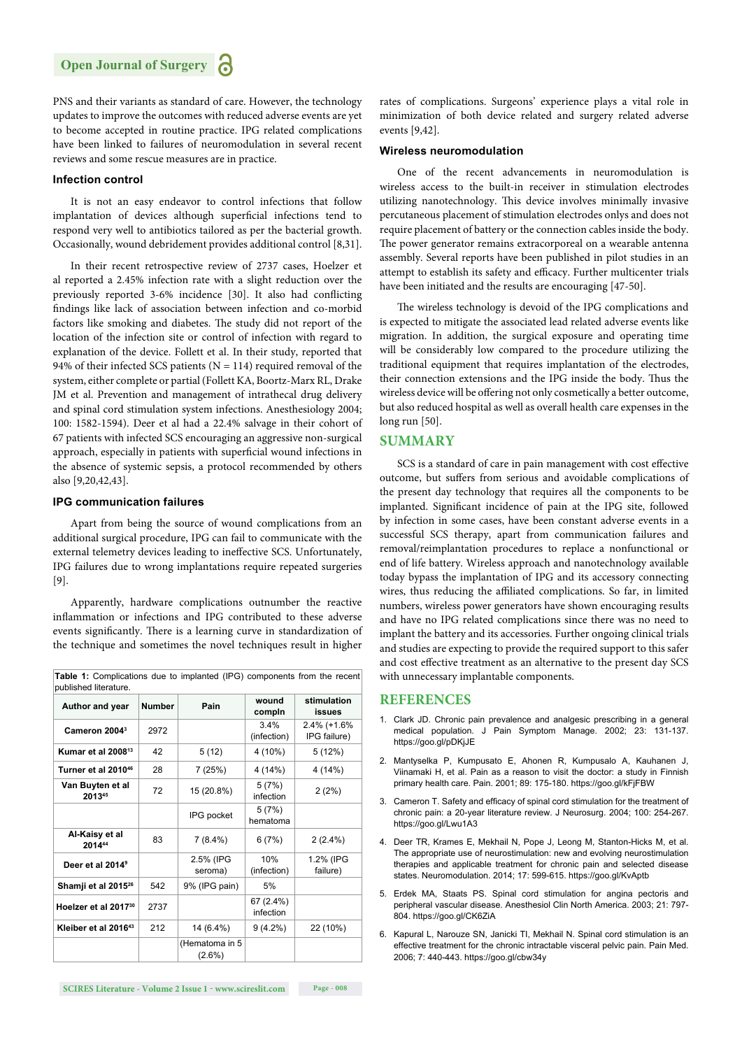PNS and their variants as standard of care. However, the technology updates to improve the outcomes with reduced adverse events are yet to become accepted in routine practice. IPG related complications have been linked to failures of neuromodulation in several recent reviews and some rescue measures are in practice.

### Infection control

It is not an easy endeavor to control infections that follow implantation of devices although superficial infections tend to respond very well to antibiotics tailored as per the bacterial growth. Occasionally, wound debridement provides additional control [8,31].

In their recent retrospective review of 2737 cases, Hoelzer et al reported a 2.45% infection rate with a slight reduction over the previously reported 3-6% incidence [30]. It also had conflicting findings like lack of association between infection and co-morbid factors like smoking and diabetes. The study did not report of the location of the infection site or control of infection with regard to explanation of the device. Follett et al. In their study, reported that 94% of their infected SCS patients (N = 114) required removal of the system, either complete or partial (Follett KA, Boortz-Marx RL, Drake JM et al. Prevention and management of intrathecal drug delivery and spinal cord stimulation system infections. Anesthesiology 2004; 100: 1582-1594). Deer et al had a 22.4% salvage in their cohort of 67 patients with infected SCS encouraging an aggressive non-surgical approach, especially in patients with superficial wound infections in the absence of systemic sepsis, a protocol recommended by others also [9,20,42,43].

### IPG communication failures

Apart from being the source of wound complications from an additional surgical procedure, IPG can fail to communicate with the external telemetry devices leading to ineffective SCS. Unfortunately, IPG failures due to wrong implantations require repeated surgeries [9].

Apparently, hardware complications outnumber the reactive inflammation or infections and IPG contributed to these adverse events significantly. There is a learning curve in standardization of the technique and sometimes the novel techniques result in higher rates of complications. Surgeons' experience plays a vital role in minimization of both device related and surgery related adverse events [9,42].

**Table 1:** Complications due to implanted (IPG) components from the recent published literature.

| Author and year | Number | Pain | wound compln | stimulation issues |
|---|---|---|---|---|
| Cameron 2004[3] | 2972 | | 3.4% (infection) | 2.4% (+1.6% IPG failure) |
| Kumar et al 2008[13] | 42 | 5 (12) | 4 (10%) | 5 (12%) |
| Turner et al 2010[46] | 28 | 7 (25%) | 4 (14%) | 4 (14%) |
| Van Buyten et al 2013[45] | 72 | 15 (20.8%) | 5 (7%) infection | 2 (2%) |
| | | IPG pocket | 5 (7%) hematoma | |
| Al-Kaisy et al 2014[44] | 83 | 7 (8.4%) | 6 (7%) | 2 (2.4%) |
| Deer et al 2014[9] | | 2.5% (IPG seroma) | 10% (infection) | 1.2% (IPG failure) |
| Shamji et al 2015[26] | 542 | 9% (IPG pain) | 5% | |
| Hoelzer et al 2017[30] | 2737 | | 67 (2.4%) infection | |
| Kleiber et al 2016[43] | 212 | 14 (6.4%) | 9 (4.2%) | 22 (10%) |
| | | (Hematoma in 5 (2.6%) | | |

### Wireless neuromodulation

One of the recent advancements in neuromodulation is wireless access to the built-in receiver in stimulation electrodes utilizing nanotechnology. This device involves minimally invasive percutaneous placement of stimulation electrodes onlys and does not require placement of battery or the connection cables inside the body. The power generator remains extracorporeal on a wearable antenna assembly. Several reports have been published in pilot studies in an attempt to establish its safety and efficacy. Further multicenter trials have been initiated and the results are encouraging [47-50].

The wireless technology is devoid of the IPG complications and is expected to mitigate the associated lead related adverse events like migration. In addition, the surgical exposure and operating time will be considerably low compared to the procedure utilizing the traditional equipment that requires implantation of the electrodes, their connection extensions and the IPG inside the body. Thus the wireless device will be offering not only cosmetically a better outcome, but also reduced hospital as well as overall health care expenses in the long run [50].

## SUMMARY

SCS is a standard of care in pain management with cost effective outcome, but suffers from serious and avoidable complications of the present day technology that requires all the components to be implanted. Significant incidence of pain at the IPG site, followed by infection in some cases, have been constant adverse events in a successful SCS therapy, apart from communication failures and removal/reimplantation procedures to replace a nonfunctional or end of life battery. Wireless approach and nanotechnology available today bypass the implantation of IPG and its accessory connecting wires, thus reducing the affiliated complications. So far, in limited numbers, wireless power generators have shown encouraging results and have no IPG related complications since there was no need to implant the battery and its accessories. Further ongoing clinical trials and studies are expecting to provide the required support to this safer and cost effective treatment as an alternative to the present day SCS with unnecessary implantable components.

## REFERENCES

1. Clark JD. Chronic pain prevalence and analgesic prescribing in a general medical population. J Pain Symptom Manage. 2002; 23: 131-137. https://goo.gl/pDKjJE
2. Mantyselka P, Kumpusato E, Ahonen R, Kumpusalo A, Kauhanen J, Viinamaki H, et al. Pain as a reason to visit the doctor: a study in Finnish primary health care. Pain. 2001; 89: 175-180. https://goo.gl/kFjFBW
3. Cameron T. Safety and efficacy of spinal cord stimulation for the treatment of chronic pain: a 20-year literature review. J Neurosurg. 2004; 100: 254-267. https://goo.gl/Lwu1A3
4. Deer TR, Krames E, Mekhail N, Pope J, Leong M, Stanton-Hicks M, et al. The appropriate use of neurostimulation: new and evolving neurostimulation therapies and applicable treatment for chronic pain and selected disease states. Neuromodulation. 2014; 17: 599-615. https://goo.gl/KvAptb
5. Erdek MA, Staats PS. Spinal cord stimulation for angina pectoris and peripheral vascular disease. Anesthesiol Clin North America. 2003; 21: 797-804. https://goo.gl/CK6ZiA
6. Kapural L, Narouze SN, Janicki TI, Mekhail N. Spinal cord stimulation is an effective treatment for the chronic intractable visceral pelvic pain. Pain Med. 2006; 7: 440-443. https://goo.gl/cbw34y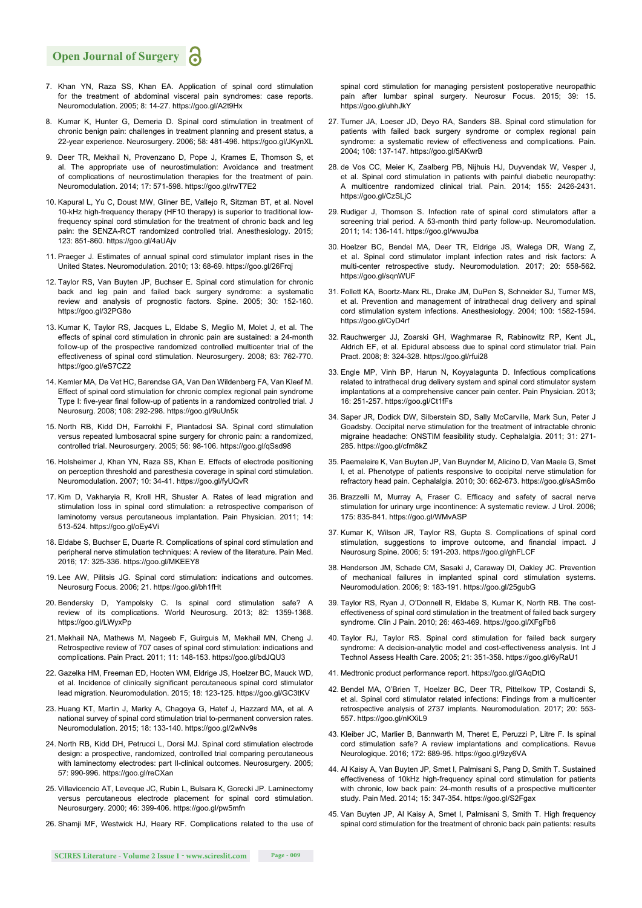7. Khan YN, Raza SS, Khan EA. Application of spinal cord stimulation for the treatment of abdominal visceral pain syndromes: case reports. Neuromodulation. 2005; 8: 14-27. https://goo.gl/A2t9Hx

8. Kumar K, Hunter G, Demeria D. Spinal cord stimulation in treatment of chronic benign pain: challenges in treatment planning and present status, a 22-year experience. Neurosurgery. 2006; 58: 481-496. https://goo.gl/JKynXL

9. Deer TR, Mekhail N, Provenzano D, Pope J, Krames E, Thomson S, et al. The appropriate use of neurostimulation: Avoidance and treatment of complications of neurostimulation therapies for the treatment of pain. Neuromodulation. 2014; 17: 571-598. https://goo.gl/rwT7E2

10. Kapural L, Yu C, Doust MW, Gliner BE, Vallejo R, Sitzman BT, et al. Novel 10-kHz high-frequency therapy (HF10 therapy) is superior to traditional low-frequency spinal cord stimulation for the treatment of chronic back and leg pain: the SENZA-RCT randomized controlled trial. Anesthesiology. 2015; 123: 851-860. https://goo.gl/4aUAjv

11. Praeger J. Estimates of annual spinal cord stimulator implant rises in the United States. Neuromodulation. 2010; 13: 68-69. https://goo.gl/26Frqj

12. Taylor RS, Van Buyten JP, Buchser E. Spinal cord stimulation for chronic back and leg pain and failed back surgery syndrome: a systematic review and analysis of prognostic factors. Spine. 2005; 30: 152-160. https://goo.gl/32PG8o

13. Kumar K, Taylor RS, Jacques L, Eldabe S, Meglio M, Molet J, et al. The effects of spinal cord stimulation in chronic pain are sustained: a 24-month follow-up of the prospective randomized controlled multicenter trial of the effectiveness of spinal cord stimulation. Neurosurgery. 2008; 63: 762-770. https://goo.gl/eS7CZ2

14. Kemler MA, De Vet HC, Barendse GA, Van Den Wildenberg FA, Van Kleef M. Effect of spinal cord stimulation for chronic complex regional pain syndrome Type I: five-year final follow-up of patients in a randomized controlled trial. J Neurosurg. 2008; 108: 292-298. https://goo.gl/9uUn5k

15. North RB, Kidd DH, Farrokhi F, Piantadosi SA. Spinal cord stimulation versus repeated lumbosacral spine surgery for chronic pain: a randomized, controlled trial. Neurosurgery. 2005; 56: 98-106. https://goo.gl/qSsd98

16. Holsheimer J, Khan YN, Raza SS, Khan E. Effects of electrode positioning on perception threshold and paresthesia coverage in spinal cord stimulation. Neuromodulation. 2007; 10: 34-41. https://goo.gl/fyUQvR

17. Kim D, Vakharyia R, Kroll HR, Shuster A. Rates of lead migration and stimulation loss in spinal cord stimulation: a retrospective comparison of laminotomy versus percutaneous implantation. Pain Physician. 2011; 14: 513-524. https://goo.gl/oEy4Vi

18. Eldabe S, Buchser E, Duarte R. Complications of spinal cord stimulation and peripheral nerve stimulation techniques: A review of the literature. Pain Med. 2016; 17: 325-336. https://goo.gl/MKEEY8

19. Lee AW, Pilitsis JG. Spinal cord stimulation: indications and outcomes. Neurosurg Focus. 2006; 21. https://goo.gl/bh1fHt

20. Bendersky D, Yampolsky C. Is spinal cord stimulation safe? A review of its complications. World Neurosurg. 2013; 82: 1359-1368. https://goo.gl/LWyxPp

21. Mekhail NA, Mathews M, Nageeb F, Guirguis M, Mekhail MN, Cheng J. Retrospective review of 707 cases of spinal cord stimulation: indications and complications. Pain Pract. 2011; 11: 148-153. https://goo.gl/bdJQU3

22. Gazelka HM, Freeman ED, Hooten WM, Eldrige JS, Hoelzer BC, Mauck WD, et al. Incidence of clinically significant percutaneous spinal cord stimulator lead migration. Neuromodulation. 2015; 18: 123-125. https://goo.gl/GC3tKV

23. Huang KT, Martin J, Marky A, Chagoya G, Hatef J, Hazzard MA, et al. A national survey of spinal cord stimulation trial to-permanent conversion rates. Neuromodulation. 2015; 18: 133-140. https://goo.gl/2wNv9s

24. North RB, Kidd DH, Petrucci L, Dorsi MJ. Spinal cord stimulation electrode design: a prospective, randomized, controlled trial comparing percutaneous with laminectomy electrodes: part II-clinical outcomes. Neurosurgery. 2005; 57: 990-996. https://goo.gl/reCXan

25. Villavicencio AT, Leveque JC, Rubin L, Bulsara K, Gorecki JP. Laminectomy versus percutaneous electrode placement for spinal cord stimulation. Neurosurgery. 2000; 46: 399-406. https://goo.gl/pw5mfn

26. Shamji MF, Westwick HJ, Heary RF. Complications related to the use of spinal cord stimulation for managing persistent postoperative neuropathic pain after lumbar spinal surgery. Neurosur Focus. 2015; 39: 15. https://goo.gl/uhhJkY

27. Turner JA, Loeser JD, Deyo RA, Sanders SB. Spinal cord stimulation for patients with failed back surgery syndrome or complex regional pain syndrome: a systematic review of effectiveness and complications. Pain. 2004; 108: 137-147. https://goo.gl/5AKwrB

28. de Vos CC, Meier K, Zaalberg PB, Nijhuis HJ, Duyvendak W, Vesper J, et al. Spinal cord stimulation in patients with painful diabetic neuropathy: A multicentre randomized clinical trial. Pain. 2014; 155: 2426-2431. https://goo.gl/CzSLjC

29. Rudiger J, Thomson S. Infection rate of spinal cord stimulators after a screening trial period. A 53-month third party follow-up. Neuromodulation. 2011; 14: 136-141. https://goo.gl/wwuJba

30. Hoelzer BC, Bendel MA, Deer TR, Eldrige JS, Walega DR, Wang Z, et al. Spinal cord stimulator implant infection rates and risk factors: A multi-center retrospective study. Neuromodulation. 2017; 20: 558-562. https://goo.gl/sqnWUF

31. Follett KA, Boortz-Marx RL, Drake JM, DuPen S, Schneider SJ, Turner MS, et al. Prevention and management of intrathecal drug delivery and spinal cord stimulation system infections. Anesthesiology. 2004; 100: 1582-1594. https://goo.gl/CyD4rf

32. Rauchwerger JJ, Zoarski GH, Waghmarae R, Rabinowitz RP, Kent JL, Aldrich EF, et al. Epidural abscess due to spinal cord stimulator trial. Pain Pract. 2008; 8: 324-328. https://goo.gl/rfui28

33. Engle MP, Vinh BP, Harun N, Koyyalagunta D. Infectious complications related to intrathecal drug delivery system and spinal cord stimulator system implantations at a comprehensive cancer pain center. Pain Physician. 2013; 16: 251-257. https://goo.gl/Ct1fFs

34. Saper JR, Dodick DW, Silberstein SD, Sally McCarville, Mark Sun, Peter J Goadsby. Occipital nerve stimulation for the treatment of intractable chronic migraine headache: ONSTIM feasibility study. Cephalalgia. 2011; 31: 271-285. https://goo.gl/cfm8kZ

35. Paemeleire K, Van Buyten JP, Van Buynder M, Alicino D, Van Maele G, Smet I, et al. Phenotype of patients responsive to occipital nerve stimulation for refractory head pain. Cephalalgia. 2010; 30: 662-673. https://goo.gl/sASm6o

36. Brazzelli M, Murray A, Fraser C. Efficacy and safety of sacral nerve stimulation for urinary urge incontinence: A systematic review. J Urol. 2006; 175: 835-841. https://goo.gl/WMvASP

37. Kumar K, Wilson JR, Taylor RS, Gupta S. Complications of spinal cord stimulation, suggestions to improve outcome, and financial impact. J Neurosurg Spine. 2006; 5: 191-203. https://goo.gl/ghFLCF

38. Henderson JM, Schade CM, Sasaki J, Caraway DI, Oakley JC. Prevention of mechanical failures in implanted spinal cord stimulation systems. Neuromodulation. 2006; 9: 183-191. https://goo.gl/25gubG

39. Taylor RS, Ryan J, O'Donnell R, Eldabe S, Kumar K, North RB. The cost-effectiveness of spinal cord stimulation in the treatment of failed back surgery syndrome. Clin J Pain. 2010; 26: 463-469. https://goo.gl/XFgFb6

40. Taylor RJ, Taylor RS. Spinal cord stimulation for failed back surgery syndrome: A decision-analytic model and cost-effectiveness analysis. Int J Technol Assess Health Care. 2005; 21: 351-358. https://goo.gl/6yRaU1

41. Medtronic product performance report. https://goo.gl/GAqDtQ

42. Bendel MA, O'Brien T, Hoelzer BC, Deer TR, Pittelkow TP, Costandi S, et al. Spinal cord stimulator related infections: Findings from a multicenter retrospective analysis of 2737 implants. Neuromodulation. 2017; 20: 553-557. https://goo.gl/nKXiL9

43. Kleiber JC, Marlier B, Bannwarth M, Theret E, Peruzzi P, Litre F. Is spinal cord stimulation safe? A review implantations and complications. Revue Neurologique. 2016; 172: 689-95. https://goo.gl/9zy6VA

44. Al Kaisy A, Van Buyten JP, Smet I, Palmisani S, Pang D, Smith T. Sustained effectiveness of 10kHz high-frequency spinal cord stimulation for patients with chronic, low back pain: 24-month results of a prospective multicenter study. Pain Med. 2014; 15: 347-354. https://goo.gl/S2Fgax

45. Van Buyten JP, Al Kaisy A, Smet I, Palmisani S, Smith T. High frequency spinal cord stimulation for the treatment of chronic back pain patients: results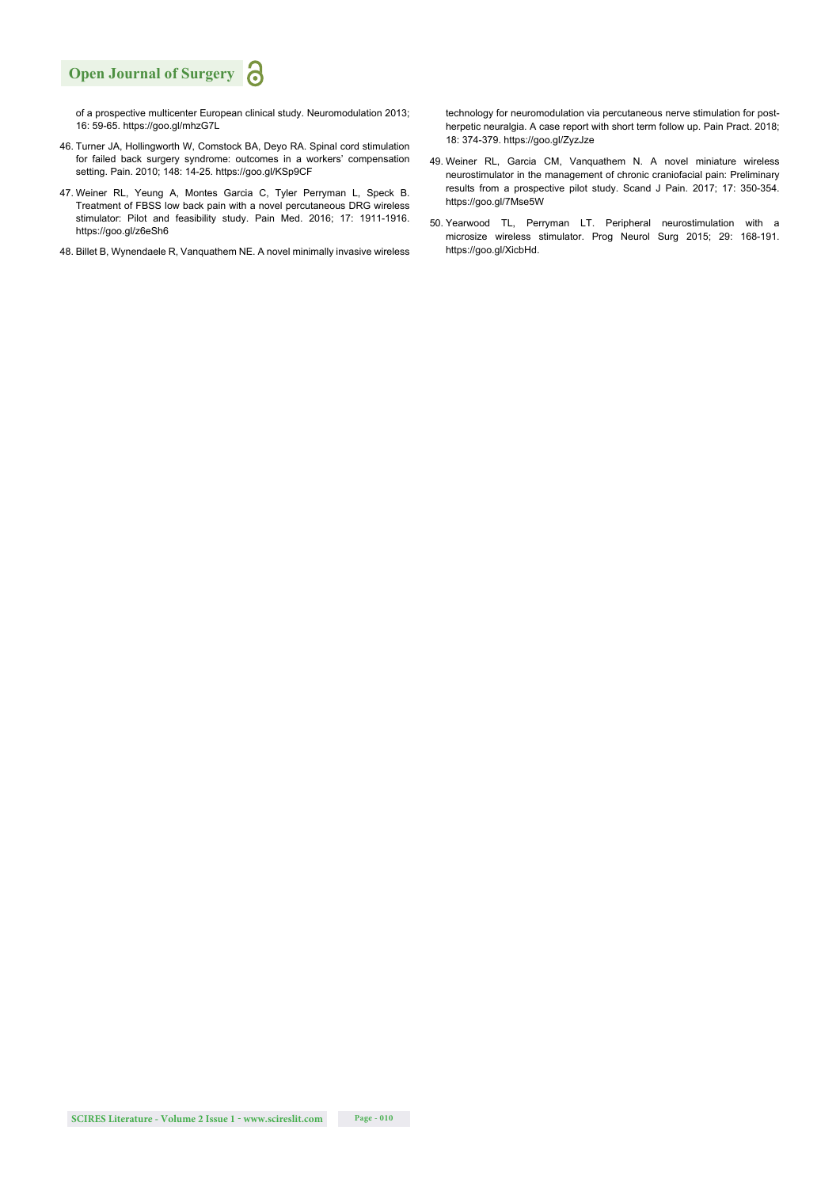of a prospective multicenter European clinical study. Neuromodulation 2013; 16: 59-65. https://goo.gl/mhzG7L

46. Turner JA, Hollingworth W, Comstock BA, Deyo RA. Spinal cord stimulation for failed back surgery syndrome: outcomes in a workers' compensation setting. Pain. 2010; 148: 14-25. https://goo.gl/KSp9CF

47. Weiner RL, Yeung A, Montes Garcia C, Tyler Perryman L, Speck B. Treatment of FBSS low back pain with a novel percutaneous DRG wireless stimulator: Pilot and feasibility study. Pain Med. 2016; 17: 1911-1916. https://goo.gl/z6eSh6

48. Billet B, Wynendaele R, Vanquathem NE. A novel minimally invasive wireless technology for neuromodulation via percutaneous nerve stimulation for post-herpetic neuralgia. A case report with short term follow up. Pain Pract. 2018; 18: 374-379. https://goo.gl/ZyzJze

49. Weiner RL, Garcia CM, Vanquathem N. A novel miniature wireless neurostimulator in the management of chronic craniofacial pain: Preliminary results from a prospective pilot study. Scand J Pain. 2017; 17: 350-354. https://goo.gl/7Mse5W

50. Yearwood TL, Perryman LT. Peripheral neurostimulation with a microsize wireless stimulator. Prog Neurol Surg 2015; 29: 168-191. https://goo.gl/XicbHd.